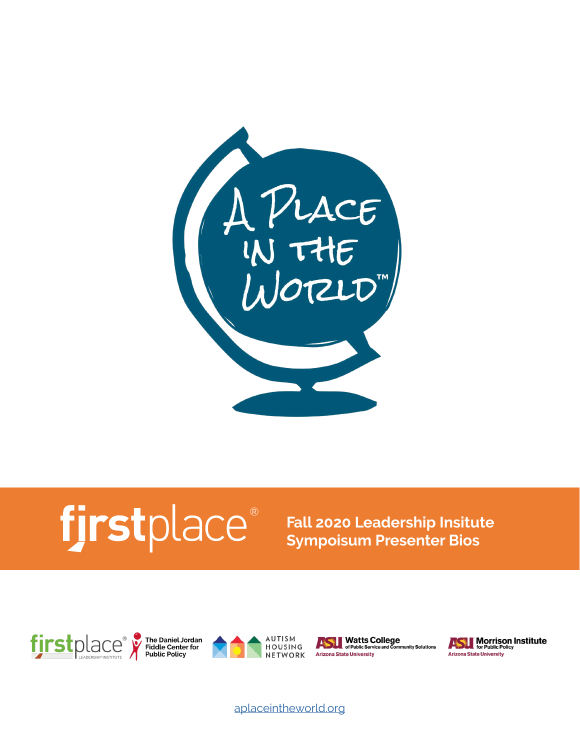# A Place in the World™

firstplace®

**Fall 2020 Leadership Insitute Sympoisum Presenter Bios**

firstplace® Leadership Institute

The Daniel Jordan Fiddle Center for Public Policy

Autism Housing Network

Watts College of Public Service and Community Solutions, Arizona State University

Morrison Institute for Public Policy, Arizona State University

aplaceintheworld.org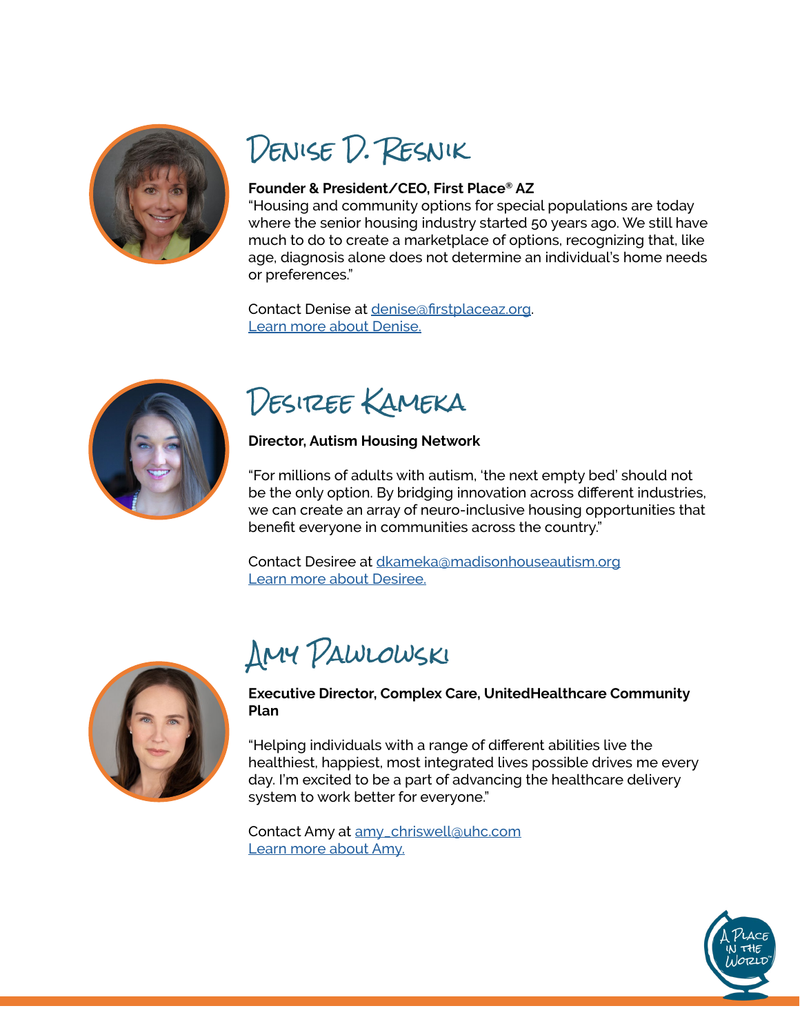## Denise D. Resnik

**Founder & President/CEO, First Place® AZ**

"Housing and community options for special populations are today where the senior housing industry started 50 years ago. We still have much to do to create a marketplace of options, recognizing that, like age, diagnosis alone does not determine an individual's home needs or preferences."

Contact Denise at denise@firstplaceaz.org.
Learn more about Denise.

## Desiree Kameka

**Director, Autism Housing Network**

"For millions of adults with autism, 'the next empty bed' should not be the only option. By bridging innovation across different industries, we can create an array of neuro-inclusive housing opportunities that benefit everyone in communities across the country."

Contact Desiree at dkameka@madisonhouseautism.org
Learn more about Desiree.

## Amy Pawlowski

**Executive Director, Complex Care, UnitedHealthcare Community Plan**

"Helping individuals with a range of different abilities live the healthiest, happiest, most integrated lives possible drives me every day. I'm excited to be a part of advancing the healthcare delivery system to work better for everyone."

Contact Amy at amy_chriswell@uhc.com
Learn more about Amy.

A Place in the World™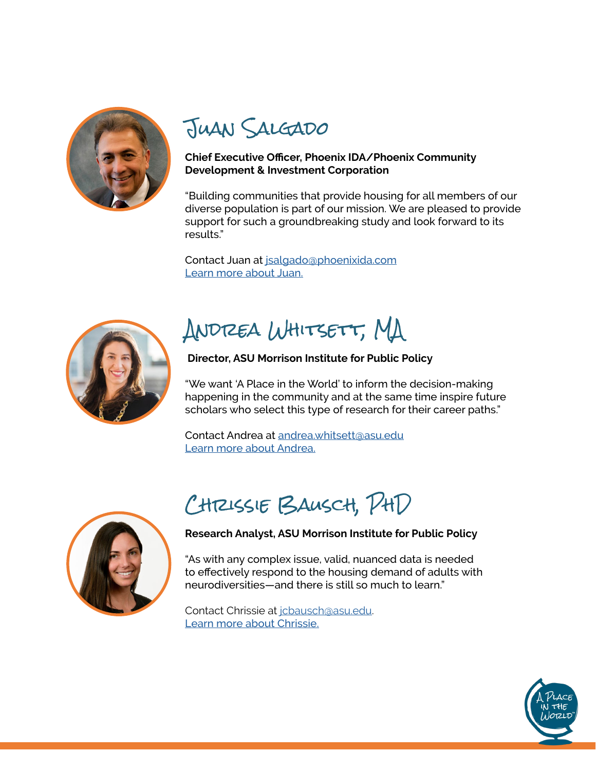## Juan Salgado

**Chief Executive Officer, Phoenix IDA/Phoenix Community Development & Investment Corporation**

"Building communities that provide housing for all members of our diverse population is part of our mission. We are pleased to provide support for such a groundbreaking study and look forward to its results."

Contact Juan at jsalgado@phoenixida.com
Learn more about Juan.

## Andrea Whitsett, MA

**Director, ASU Morrison Institute for Public Policy**

"We want 'A Place in the World' to inform the decision-making happening in the community and at the same time inspire future scholars who select this type of research for their career paths."

Contact Andrea at andrea.whitsett@asu.edu
Learn more about Andrea.

## Chrissie Bausch, PhD

**Research Analyst, ASU Morrison Institute for Public Policy**

"As with any complex issue, valid, nuanced data is needed to effectively respond to the housing demand of adults with neurodiversities—and there is still so much to learn."

Contact Chrissie at jcbausch@asu.edu.
Learn more about Chrissie.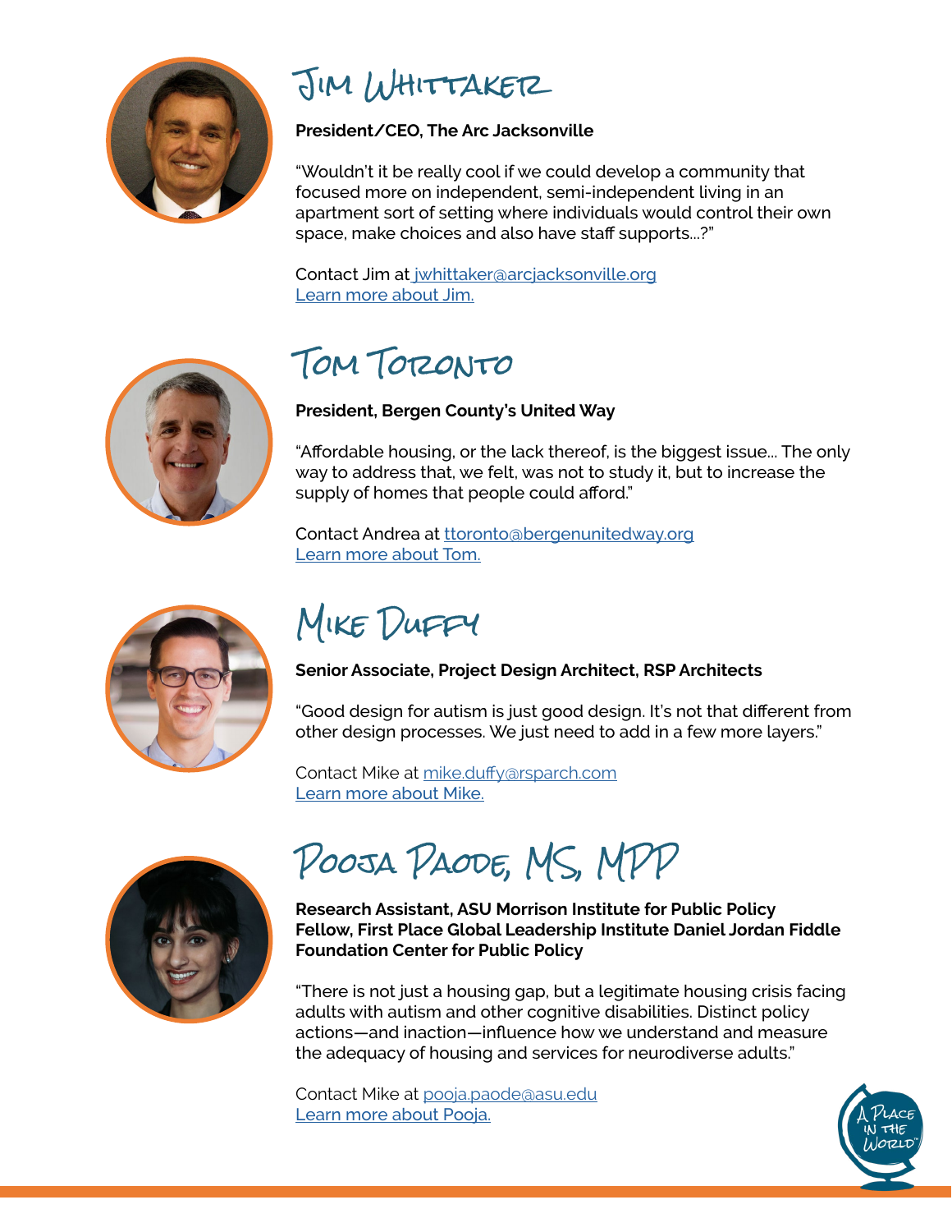## Jim Whittaker

**President/CEO, The Arc Jacksonville**

"Wouldn't it be really cool if we could develop a community that focused more on independent, semi-independent living in an apartment sort of setting where individuals would control their own space, make choices and also have staff supports...?"

Contact Jim at jwhittaker@arcjacksonville.org
Learn more about Jim.

## Tom Toronto

**President, Bergen County's United Way**

"Affordable housing, or the lack thereof, is the biggest issue... The only way to address that, we felt, was not to study it, but to increase the supply of homes that people could afford."

Contact Andrea at ttoronto@bergenunitedway.org
Learn more about Tom.

## Mike Duffy

**Senior Associate, Project Design Architect, RSP Architects**

"Good design for autism is just good design. It's not that different from other design processes. We just need to add in a few more layers."

Contact Mike at mike.duffy@rsparch.com
Learn more about Mike.

## Pooja Paode, MS, MPP

**Research Assistant, ASU Morrison Institute for Public Policy**
**Fellow, First Place Global Leadership Institute Daniel Jordan Fiddle Foundation Center for Public Policy**

"There is not just a housing gap, but a legitimate housing crisis facing adults with autism and other cognitive disabilities. Distinct policy actions—and inaction—influence how we understand and measure the adequacy of housing and services for neurodiverse adults."

Contact Mike at pooja.paode@asu.edu
Learn more about Pooja.

A Place in the World™